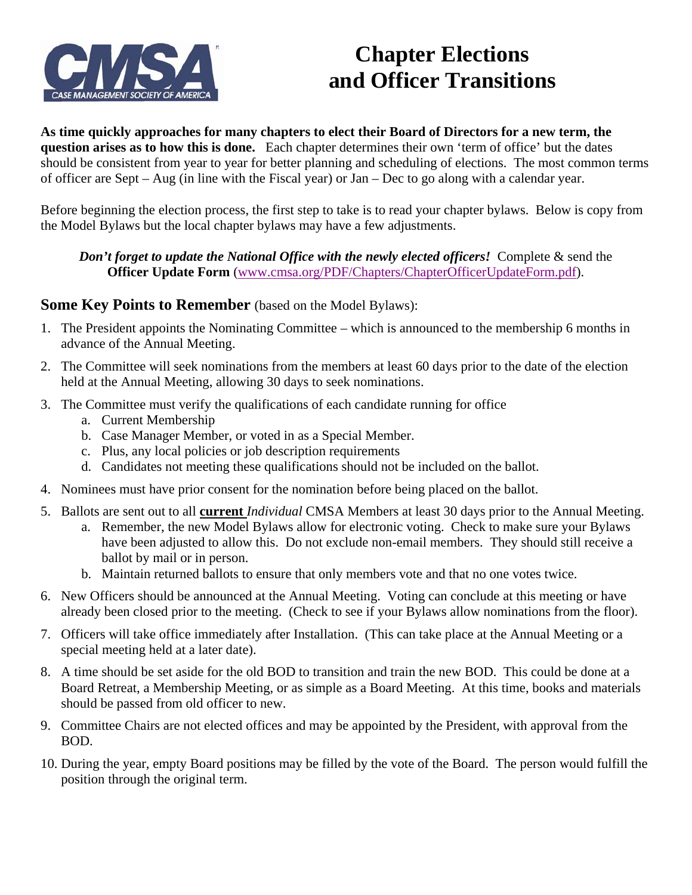CMSA CASE MANAGEMENT SOCIETY OF AMERICA

# Chapter Elections and Officer Transitions

**As time quickly approaches for many chapters to elect their Board of Directors for a new term, the question arises as to how this is done.** Each chapter determines their own 'term of office' but the dates should be consistent from year to year for better planning and scheduling of elections. The most common terms of officer are Sept – Aug (in line with the Fiscal year) or Jan – Dec to go along with a calendar year.

Before beginning the election process, the first step to take is to read your chapter bylaws. Below is copy from the Model Bylaws but the local chapter bylaws may have a few adjustments.

***Don't forget to update the National Office with the newly elected officers!*** Complete & send the **Officer Update Form** (www.cmsa.org/PDF/Chapters/ChapterOfficerUpdateForm.pdf).

## Some Key Points to Remember (based on the Model Bylaws):

1. The President appoints the Nominating Committee – which is announced to the membership 6 months in advance of the Annual Meeting.
2. The Committee will seek nominations from the members at least 60 days prior to the date of the election held at the Annual Meeting, allowing 30 days to seek nominations.
3. The Committee must verify the qualifications of each candidate running for office
   a. Current Membership
   b. Case Manager Member, or voted in as a Special Member.
   c. Plus, any local policies or job description requirements
   d. Candidates not meeting these qualifications should not be included on the ballot.
4. Nominees must have prior consent for the nomination before being placed on the ballot.
5. Ballots are sent out to all **current** *Individual* CMSA Members at least 30 days prior to the Annual Meeting.
   a. Remember, the new Model Bylaws allow for electronic voting. Check to make sure your Bylaws have been adjusted to allow this. Do not exclude non-email members. They should still receive a ballot by mail or in person.
   b. Maintain returned ballots to ensure that only members vote and that no one votes twice.
6. New Officers should be announced at the Annual Meeting. Voting can conclude at this meeting or have already been closed prior to the meeting. (Check to see if your Bylaws allow nominations from the floor).
7. Officers will take office immediately after Installation. (This can take place at the Annual Meeting or a special meeting held at a later date).
8. A time should be set aside for the old BOD to transition and train the new BOD. This could be done at a Board Retreat, a Membership Meeting, or as simple as a Board Meeting. At this time, books and materials should be passed from old officer to new.
9. Committee Chairs are not elected offices and may be appointed by the President, with approval from the BOD.
10. During the year, empty Board positions may be filled by the vote of the Board. The person would fulfill the position through the original term.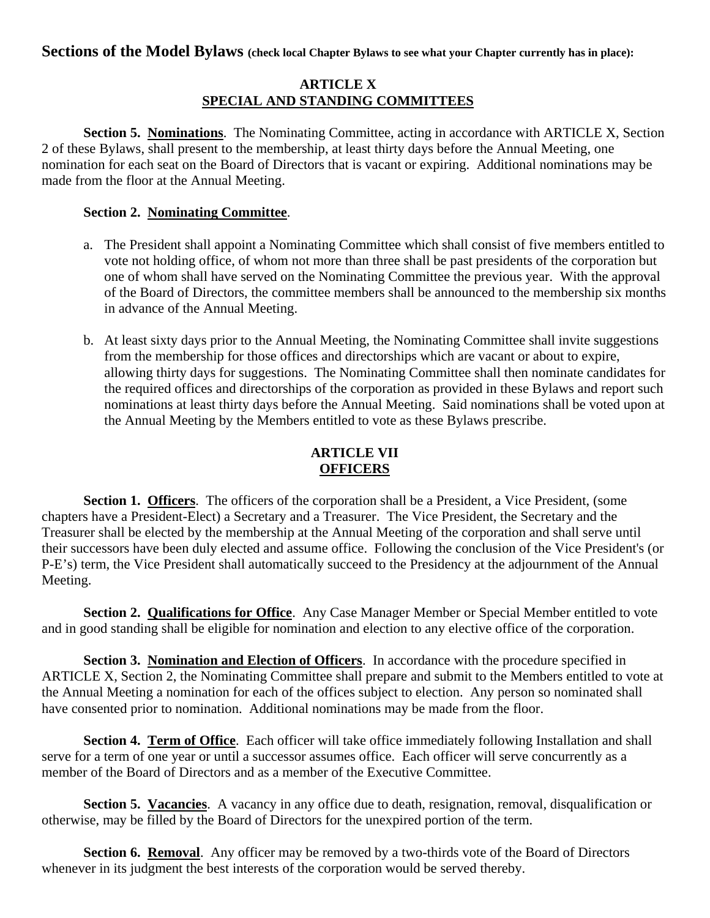## Sections of the Model Bylaws (check local Chapter Bylaws to see what your Chapter currently has in place):

### ARTICLE X
### SPECIAL AND STANDING COMMITTEES

**Section 5. Nominations**. The Nominating Committee, acting in accordance with ARTICLE X, Section 2 of these Bylaws, shall present to the membership, at least thirty days before the Annual Meeting, one nomination for each seat on the Board of Directors that is vacant or expiring. Additional nominations may be made from the floor at the Annual Meeting.

**Section 2. Nominating Committee**.

a. The President shall appoint a Nominating Committee which shall consist of five members entitled to vote not holding office, of whom not more than three shall be past presidents of the corporation but one of whom shall have served on the Nominating Committee the previous year. With the approval of the Board of Directors, the committee members shall be announced to the membership six months in advance of the Annual Meeting.

b. At least sixty days prior to the Annual Meeting, the Nominating Committee shall invite suggestions from the membership for those offices and directorships which are vacant or about to expire, allowing thirty days for suggestions. The Nominating Committee shall then nominate candidates for the required offices and directorships of the corporation as provided in these Bylaws and report such nominations at least thirty days before the Annual Meeting. Said nominations shall be voted upon at the Annual Meeting by the Members entitled to vote as these Bylaws prescribe.

### ARTICLE VII
### OFFICERS

**Section 1. Officers**. The officers of the corporation shall be a President, a Vice President, (some chapters have a President-Elect) a Secretary and a Treasurer. The Vice President, the Secretary and the Treasurer shall be elected by the membership at the Annual Meeting of the corporation and shall serve until their successors have been duly elected and assume office. Following the conclusion of the Vice President's (or P-E's) term, the Vice President shall automatically succeed to the Presidency at the adjournment of the Annual Meeting.

**Section 2. Qualifications for Office**. Any Case Manager Member or Special Member entitled to vote and in good standing shall be eligible for nomination and election to any elective office of the corporation.

**Section 3. Nomination and Election of Officers**. In accordance with the procedure specified in ARTICLE X, Section 2, the Nominating Committee shall prepare and submit to the Members entitled to vote at the Annual Meeting a nomination for each of the offices subject to election. Any person so nominated shall have consented prior to nomination. Additional nominations may be made from the floor.

**Section 4. Term of Office**. Each officer will take office immediately following Installation and shall serve for a term of one year or until a successor assumes office. Each officer will serve concurrently as a member of the Board of Directors and as a member of the Executive Committee.

**Section 5. Vacancies**. A vacancy in any office due to death, resignation, removal, disqualification or otherwise, may be filled by the Board of Directors for the unexpired portion of the term.

**Section 6. Removal**. Any officer may be removed by a two-thirds vote of the Board of Directors whenever in its judgment the best interests of the corporation would be served thereby.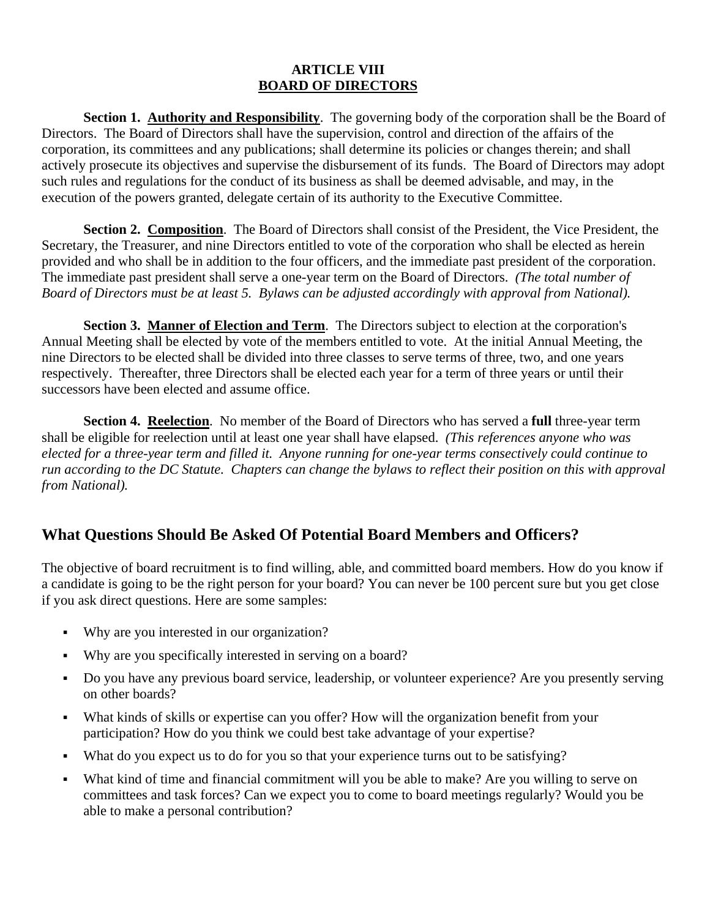## ARTICLE VIII
## BOARD OF DIRECTORS

**Section 1. <u>Authority and Responsibility</u>**. The governing body of the corporation shall be the Board of Directors. The Board of Directors shall have the supervision, control and direction of the affairs of the corporation, its committees and any publications; shall determine its policies or changes therein; and shall actively prosecute its objectives and supervise the disbursement of its funds. The Board of Directors may adopt such rules and regulations for the conduct of its business as shall be deemed advisable, and may, in the execution of the powers granted, delegate certain of its authority to the Executive Committee.

**Section 2. <u>Composition</u>**. The Board of Directors shall consist of the President, the Vice President, the Secretary, the Treasurer, and nine Directors entitled to vote of the corporation who shall be elected as herein provided and who shall be in addition to the four officers, and the immediate past president of the corporation. The immediate past president shall serve a one-year term on the Board of Directors. *(The total number of Board of Directors must be at least 5. Bylaws can be adjusted accordingly with approval from National).*

**Section 3. <u>Manner of Election and Term</u>**. The Directors subject to election at the corporation's Annual Meeting shall be elected by vote of the members entitled to vote. At the initial Annual Meeting, the nine Directors to be elected shall be divided into three classes to serve terms of three, two, and one years respectively. Thereafter, three Directors shall be elected each year for a term of three years or until their successors have been elected and assume office.

**Section 4. <u>Reelection</u>**. No member of the Board of Directors who has served a **full** three-year term shall be eligible for reelection until at least one year shall have elapsed. *(This references anyone who was elected for a three-year term and filled it. Anyone running for one-year terms consectively could continue to run according to the DC Statute. Chapters can change the bylaws to reflect their position on this with approval from National).*

## What Questions Should Be Asked Of Potential Board Members and Officers?

The objective of board recruitment is to find willing, able, and committed board members. How do you know if a candidate is going to be the right person for your board? You can never be 100 percent sure but you get close if you ask direct questions. Here are some samples:

- Why are you interested in our organization?
- Why are you specifically interested in serving on a board?
- Do you have any previous board service, leadership, or volunteer experience? Are you presently serving on other boards?
- What kinds of skills or expertise can you offer? How will the organization benefit from your participation? How do you think we could best take advantage of your expertise?
- What do you expect us to do for you so that your experience turns out to be satisfying?
- What kind of time and financial commitment will you be able to make? Are you willing to serve on committees and task forces? Can we expect you to come to board meetings regularly? Would you be able to make a personal contribution?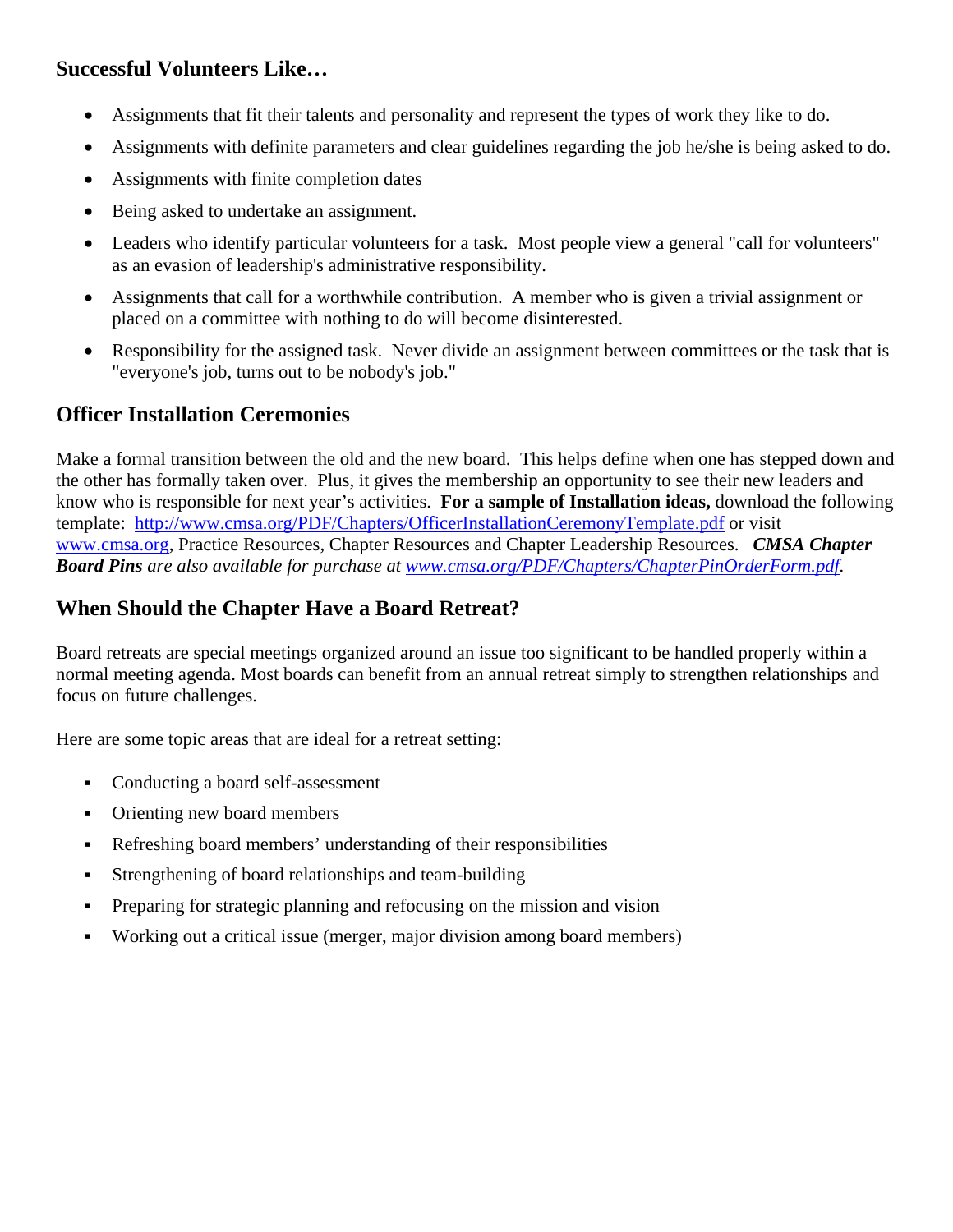## Successful Volunteers Like…

- Assignments that fit their talents and personality and represent the types of work they like to do.
- Assignments with definite parameters and clear guidelines regarding the job he/she is being asked to do.
- Assignments with finite completion dates
- Being asked to undertake an assignment.
- Leaders who identify particular volunteers for a task. Most people view a general "call for volunteers" as an evasion of leadership's administrative responsibility.
- Assignments that call for a worthwhile contribution. A member who is given a trivial assignment or placed on a committee with nothing to do will become disinterested.
- Responsibility for the assigned task. Never divide an assignment between committees or the task that is "everyone's job, turns out to be nobody's job."

## Officer Installation Ceremonies

Make a formal transition between the old and the new board. This helps define when one has stepped down and the other has formally taken over. Plus, it gives the membership an opportunity to see their new leaders and know who is responsible for next year's activities. **For a sample of Installation ideas,** download the following template: http://www.cmsa.org/PDF/Chapters/OfficerInstallationCeremonyTemplate.pdf or visit www.cmsa.org, Practice Resources, Chapter Resources and Chapter Leadership Resources. ***CMSA Chapter Board Pins*** *are also available for purchase at www.cmsa.org/PDF/Chapters/ChapterPinOrderForm.pdf.*

## When Should the Chapter Have a Board Retreat?

Board retreats are special meetings organized around an issue too significant to be handled properly within a normal meeting agenda. Most boards can benefit from an annual retreat simply to strengthen relationships and focus on future challenges.

Here are some topic areas that are ideal for a retreat setting:

- Conducting a board self-assessment
- Orienting new board members
- Refreshing board members' understanding of their responsibilities
- Strengthening of board relationships and team-building
- Preparing for strategic planning and refocusing on the mission and vision
- Working out a critical issue (merger, major division among board members)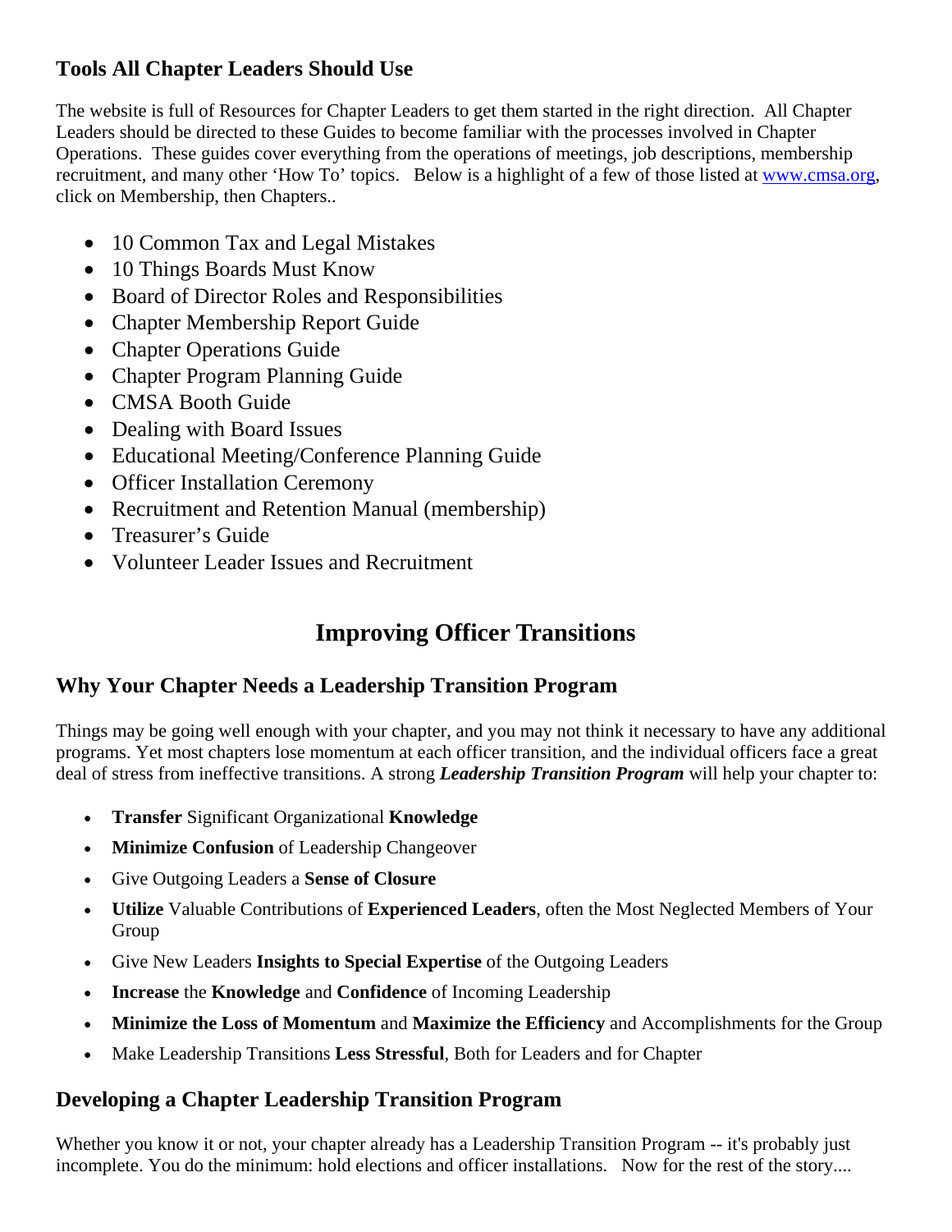### Tools All Chapter Leaders Should Use

The website is full of Resources for Chapter Leaders to get them started in the right direction. All Chapter Leaders should be directed to these Guides to become familiar with the processes involved in Chapter Operations. These guides cover everything from the operations of meetings, job descriptions, membership recruitment, and many other 'How To' topics. Below is a highlight of a few of those listed at www.cmsa.org, click on Membership, then Chapters..

- 10 Common Tax and Legal Mistakes
- 10 Things Boards Must Know
- Board of Director Roles and Responsibilities
- Chapter Membership Report Guide
- Chapter Operations Guide
- Chapter Program Planning Guide
- CMSA Booth Guide
- Dealing with Board Issues
- Educational Meeting/Conference Planning Guide
- Officer Installation Ceremony
- Recruitment and Retention Manual (membership)
- Treasurer's Guide
- Volunteer Leader Issues and Recruitment

## Improving Officer Transitions

### Why Your Chapter Needs a Leadership Transition Program

Things may be going well enough with your chapter, and you may not think it necessary to have any additional programs. Yet most chapters lose momentum at each officer transition, and the individual officers face a great deal of stress from ineffective transitions. A strong ***Leadership Transition Program*** will help your chapter to:

- **Transfer** Significant Organizational **Knowledge**
- **Minimize Confusion** of Leadership Changeover
- Give Outgoing Leaders a **Sense of Closure**
- **Utilize** Valuable Contributions of **Experienced Leaders**, often the Most Neglected Members of Your Group
- Give New Leaders **Insights to Special Expertise** of the Outgoing Leaders
- **Increase** the **Knowledge** and **Confidence** of Incoming Leadership
- **Minimize the Loss of Momentum** and **Maximize the Efficiency** and Accomplishments for the Group
- Make Leadership Transitions **Less Stressful**, Both for Leaders and for Chapter

### Developing a Chapter Leadership Transition Program

Whether you know it or not, your chapter already has a Leadership Transition Program -- it's probably just incomplete. You do the minimum: hold elections and officer installations. Now for the rest of the story....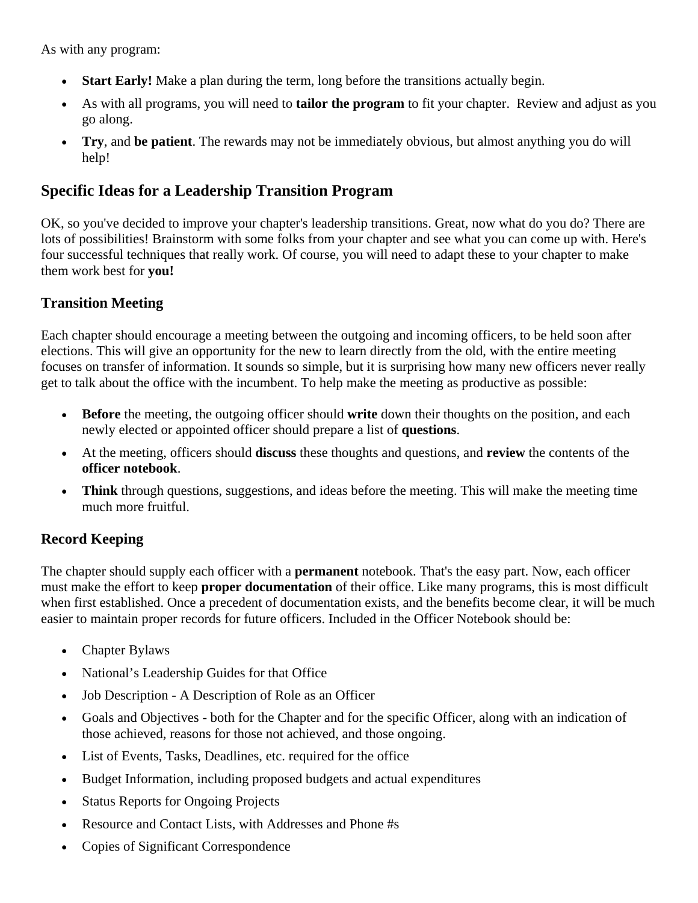As with any program:

- **Start Early!** Make a plan during the term, long before the transitions actually begin.
- As with all programs, you will need to **tailor the program** to fit your chapter.  Review and adjust as you go along.
- **Try**, and **be patient**. The rewards may not be immediately obvious, but almost anything you do will help!

## Specific Ideas for a Leadership Transition Program

OK, so you've decided to improve your chapter's leadership transitions. Great, now what do you do? There are lots of possibilities! Brainstorm with some folks from your chapter and see what you can come up with. Here's four successful techniques that really work. Of course, you will need to adapt these to your chapter to make them work best for **you!**

### Transition Meeting

Each chapter should encourage a meeting between the outgoing and incoming officers, to be held soon after elections. This will give an opportunity for the new to learn directly from the old, with the entire meeting focuses on transfer of information. It sounds so simple, but it is surprising how many new officers never really get to talk about the office with the incumbent. To help make the meeting as productive as possible:

- **Before** the meeting, the outgoing officer should **write** down their thoughts on the position, and each newly elected or appointed officer should prepare a list of **questions**.
- At the meeting, officers should **discuss** these thoughts and questions, and **review** the contents of the **officer notebook**.
- **Think** through questions, suggestions, and ideas before the meeting. This will make the meeting time much more fruitful.

### Record Keeping

The chapter should supply each officer with a **permanent** notebook. That's the easy part. Now, each officer must make the effort to keep **proper documentation** of their office. Like many programs, this is most difficult when first established. Once a precedent of documentation exists, and the benefits become clear, it will be much easier to maintain proper records for future officers. Included in the Officer Notebook should be:

- Chapter Bylaws
- National's Leadership Guides for that Office
- Job Description - A Description of Role as an Officer
- Goals and Objectives - both for the Chapter and for the specific Officer, along with an indication of those achieved, reasons for those not achieved, and those ongoing.
- List of Events, Tasks, Deadlines, etc. required for the office
- Budget Information, including proposed budgets and actual expenditures
- Status Reports for Ongoing Projects
- Resource and Contact Lists, with Addresses and Phone #s
- Copies of Significant Correspondence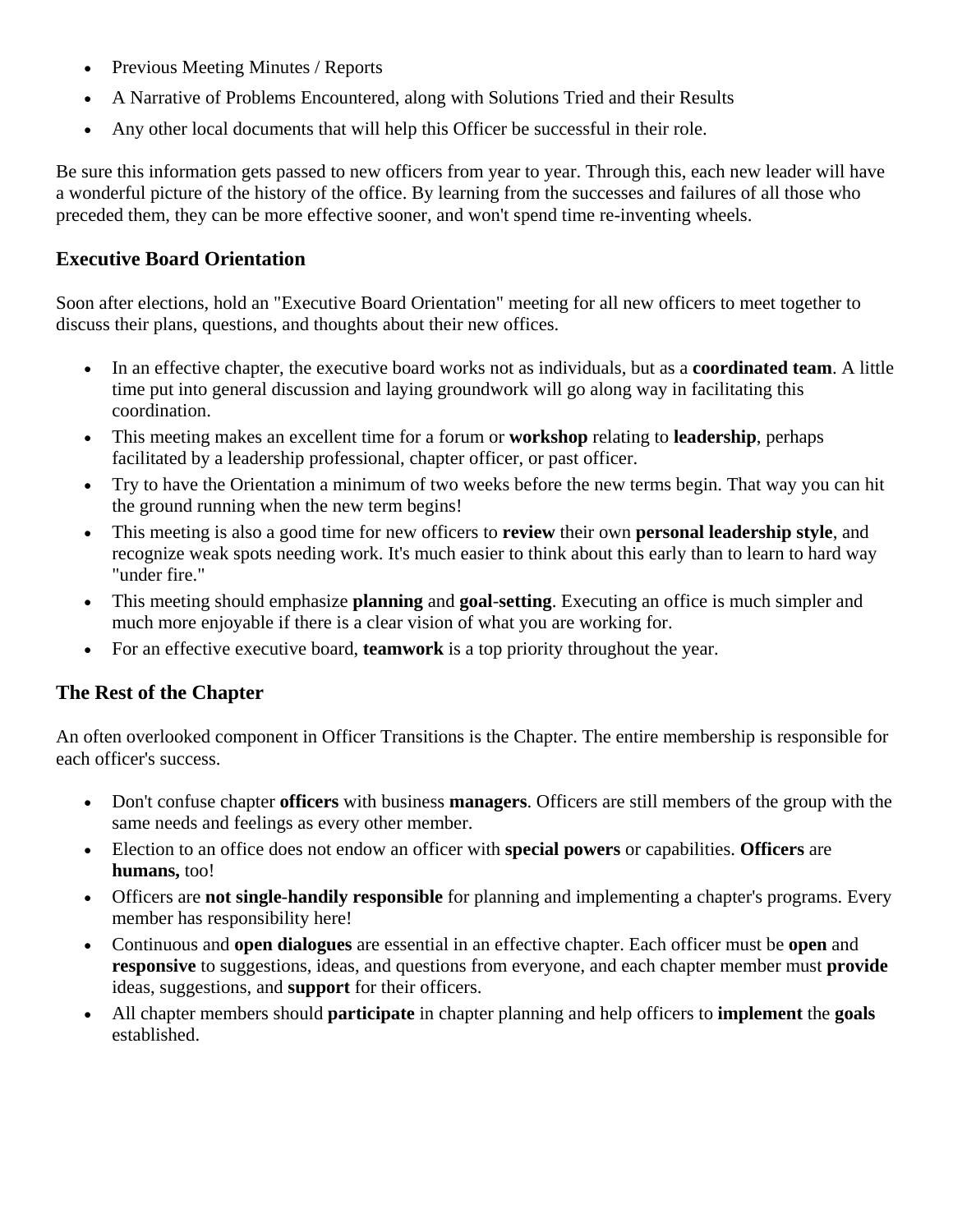- Previous Meeting Minutes / Reports
- A Narrative of Problems Encountered, along with Solutions Tried and their Results
- Any other local documents that will help this Officer be successful in their role.

Be sure this information gets passed to new officers from year to year. Through this, each new leader will have a wonderful picture of the history of the office. By learning from the successes and failures of all those who preceded them, they can be more effective sooner, and won't spend time re-inventing wheels.

### Executive Board Orientation

Soon after elections, hold an "Executive Board Orientation" meeting for all new officers to meet together to discuss their plans, questions, and thoughts about their new offices.

- In an effective chapter, the executive board works not as individuals, but as a **coordinated team**. A little time put into general discussion and laying groundwork will go along way in facilitating this coordination.
- This meeting makes an excellent time for a forum or **workshop** relating to **leadership**, perhaps facilitated by a leadership professional, chapter officer, or past officer.
- Try to have the Orientation a minimum of two weeks before the new terms begin. That way you can hit the ground running when the new term begins!
- This meeting is also a good time for new officers to **review** their own **personal leadership style**, and recognize weak spots needing work. It's much easier to think about this early than to learn to hard way "under fire."
- This meeting should emphasize **planning** and **goal-setting**. Executing an office is much simpler and much more enjoyable if there is a clear vision of what you are working for.
- For an effective executive board, **teamwork** is a top priority throughout the year.

### The Rest of the Chapter

An often overlooked component in Officer Transitions is the Chapter. The entire membership is responsible for each officer's success.

- Don't confuse chapter **officers** with business **managers**. Officers are still members of the group with the same needs and feelings as every other member.
- Election to an office does not endow an officer with **special powers** or capabilities. **Officers** are **humans,** too!
- Officers are **not single-handily responsible** for planning and implementing a chapter's programs. Every member has responsibility here!
- Continuous and **open dialogues** are essential in an effective chapter. Each officer must be **open** and **responsive** to suggestions, ideas, and questions from everyone, and each chapter member must **provide** ideas, suggestions, and **support** for their officers.
- All chapter members should **participate** in chapter planning and help officers to **implement** the **goals** established.